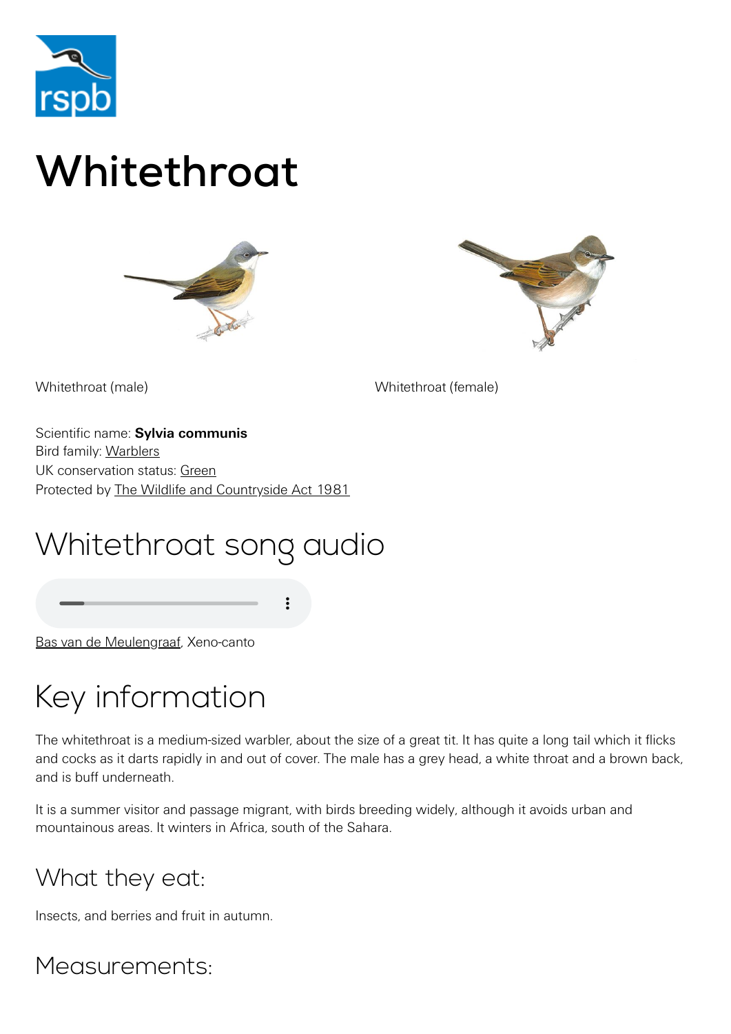# Whitethroat

Whitethroat (male)

Whitethroat (female)

Scientific name: **Sylvia communis**
Bird family: Warblers
UK conservation status: Green
Protected by The Wildlife and Countryside Act 1981

## Whitethroat song audio

Bas van de Meulengraaf, Xeno-canto

## Key information

The whitethroat is a medium-sized warbler, about the size of a great tit. It has quite a long tail which it flicks and cocks as it darts rapidly in and out of cover. The male has a grey head, a white throat and a brown back, and is buff underneath.

It is a summer visitor and passage migrant, with birds breeding widely, although it avoids urban and mountainous areas. It winters in Africa, south of the Sahara.

### What they eat:

Insects, and berries and fruit in autumn.

### Measurements: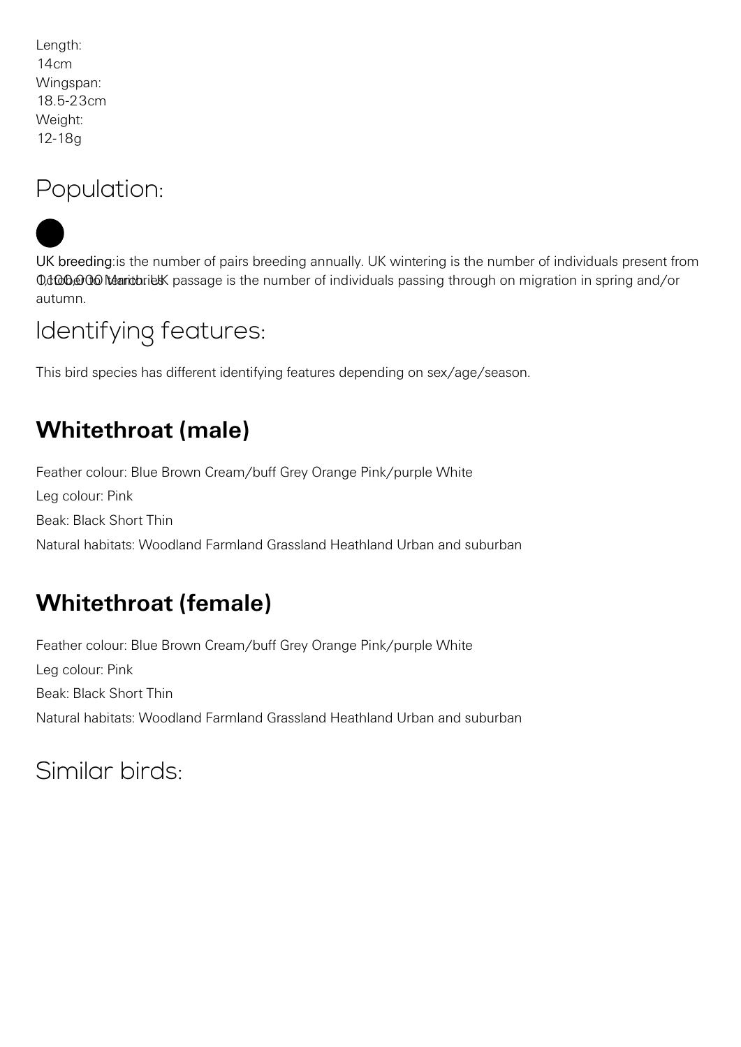Length:
14cm
Wingspan:
18.5-23cm
Weight:
12-18g

## Population:

UK breeding:is the number of pairs breeding annually. UK wintering is the number of individuals present from 1,100,000 territories October to March. UK passage is the number of individuals passing through on migration in spring and/or autumn.

## Identifying features:

This bird species has different identifying features depending on sex/age/season.

### **Whitethroat (male)**

Feather colour: Blue Brown Cream/buff Grey Orange Pink/purple White

Leg colour: Pink

Beak: Black Short Thin

Natural habitats: Woodland Farmland Grassland Heathland Urban and suburban

### **Whitethroat (female)**

Feather colour: Blue Brown Cream/buff Grey Orange Pink/purple White

Leg colour: Pink

Beak: Black Short Thin

Natural habitats: Woodland Farmland Grassland Heathland Urban and suburban

## Similar birds: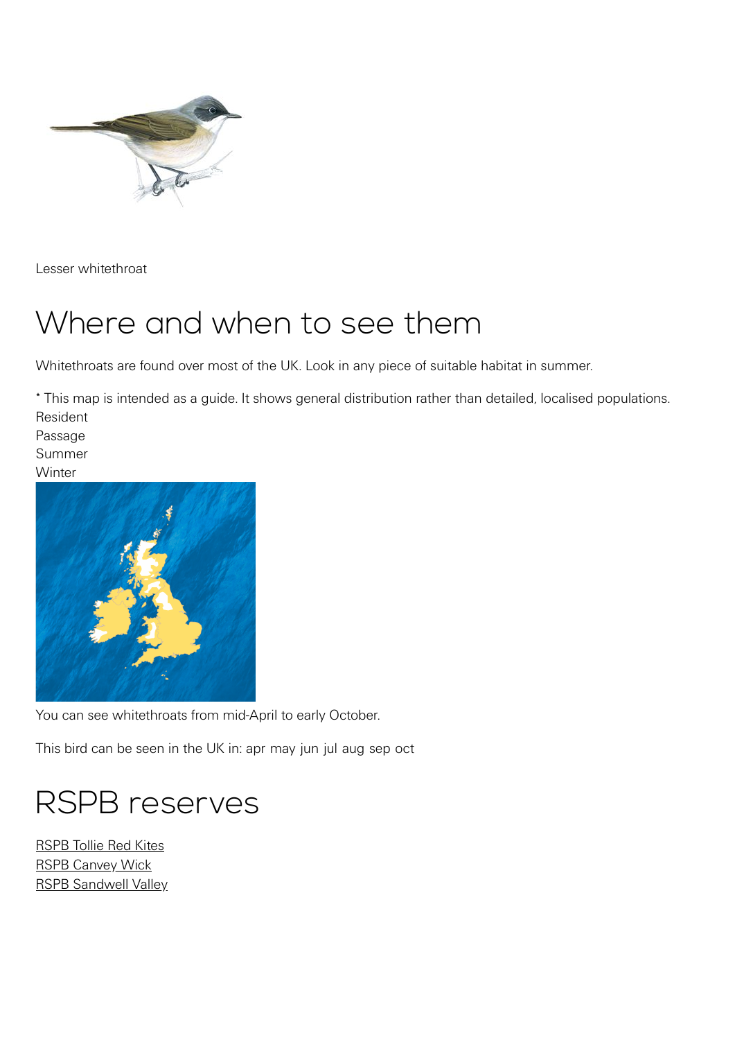Lesser whitethroat

# Where and when to see them

Whitethroats are found over most of the UK. Look in any piece of suitable habitat in summer.

* This map is intended as a guide. It shows general distribution rather than detailed, localised populations.
Resident
Passage
Summer
Winter

You can see whitethroats from mid-April to early October.

This bird can be seen in the UK in: apr may jun jul aug sep oct

# RSPB reserves

RSPB Tollie Red Kites
RSPB Canvey Wick
RSPB Sandwell Valley